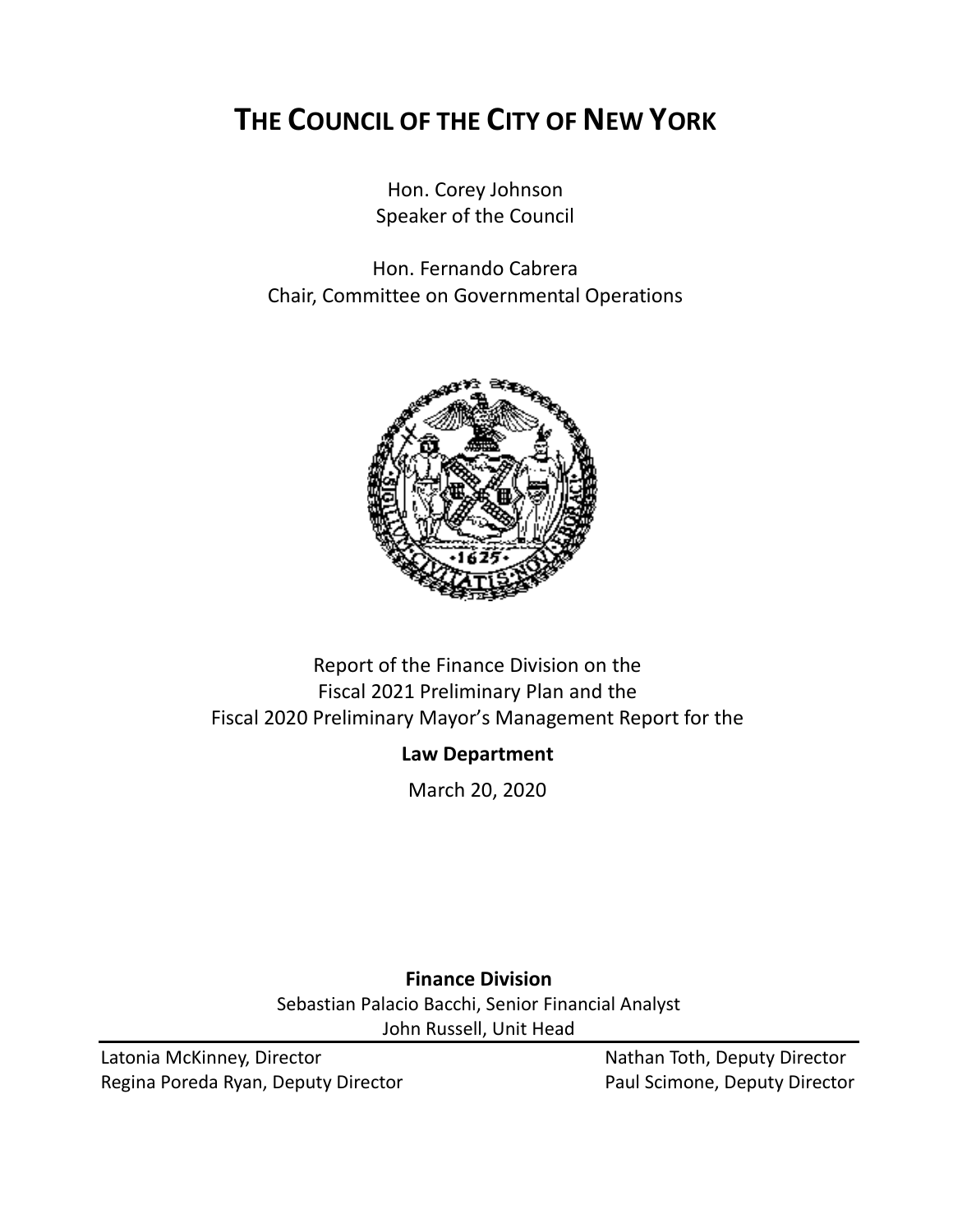# THE COUNCIL OF THE CITY OF NEW YORK

Hon. Corey Johnson
Speaker of the Council

Hon. Fernando Cabrera
Chair, Committee on Governmental Operations

Report of the Finance Division on the
Fiscal 2021 Preliminary Plan and the
Fiscal 2020 Preliminary Mayor's Management Report for the

**Law Department**

March 20, 2020

**Finance Division**

Sebastian Palacio Bacchi, Senior Financial Analyst
John Russell, Unit Head

Latonia McKinney, Director
Regina Poreda Ryan, Deputy Director
Nathan Toth, Deputy Director
Paul Scimone, Deputy Director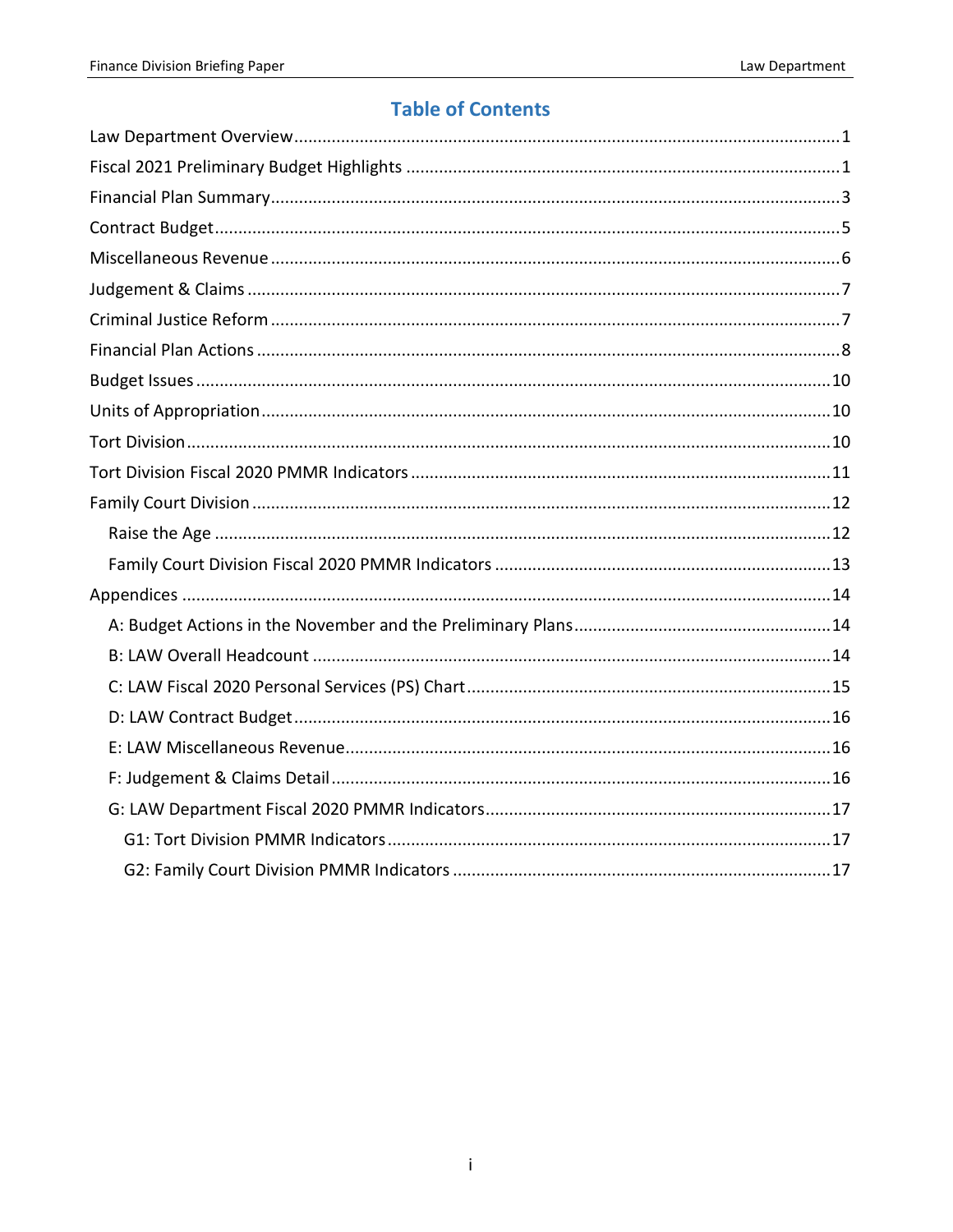## Table of Contents

- Law Department Overview ... 1
- Fiscal 2021 Preliminary Budget Highlights ... 1
- Financial Plan Summary ... 3
- Contract Budget ... 5
- Miscellaneous Revenue ... 6
- Judgement & Claims ... 7
- Criminal Justice Reform ... 7
- Financial Plan Actions ... 8
- Budget Issues ... 10
- Units of Appropriation ... 10
- Tort Division ... 10
- Tort Division Fiscal 2020 PMMR Indicators ... 11
- Family Court Division ... 12
  - Raise the Age ... 12
  - Family Court Division Fiscal 2020 PMMR Indicators ... 13
- Appendices ... 14
  - A: Budget Actions in the November and the Preliminary Plans ... 14
  - B: LAW Overall Headcount ... 14
  - C: LAW Fiscal 2020 Personal Services (PS) Chart ... 15
  - D: LAW Contract Budget ... 16
  - E: LAW Miscellaneous Revenue ... 16
  - F: Judgement & Claims Detail ... 16
  - G: LAW Department Fiscal 2020 PMMR Indicators ... 17
    - G1: Tort Division PMMR Indicators ... 17
    - G2: Family Court Division PMMR Indicators ... 17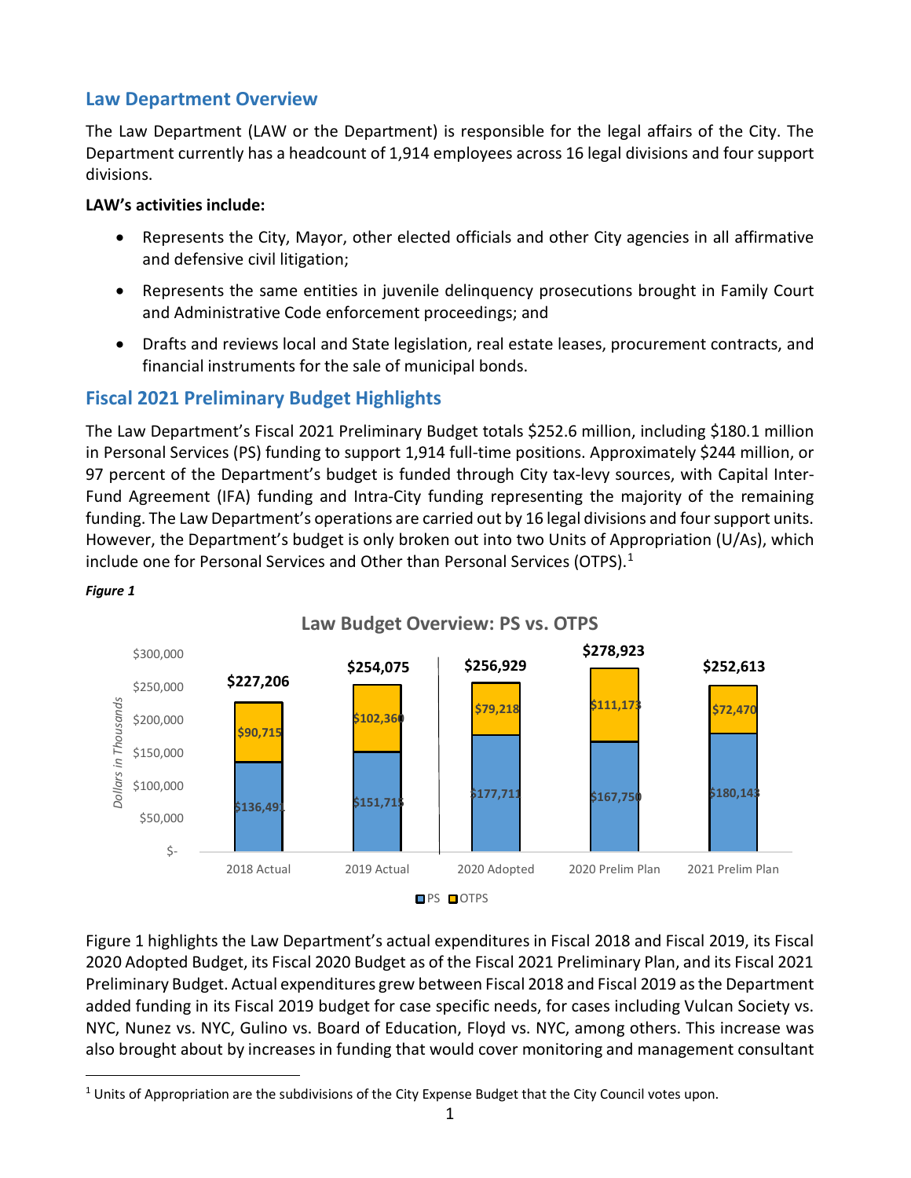## Law Department Overview

The Law Department (LAW or the Department) is responsible for the legal affairs of the City. The Department currently has a headcount of 1,914 employees across 16 legal divisions and four support divisions.

**LAW's activities include:**

- Represents the City, Mayor, other elected officials and other City agencies in all affirmative and defensive civil litigation;
- Represents the same entities in juvenile delinquency prosecutions brought in Family Court and Administrative Code enforcement proceedings; and
- Drafts and reviews local and State legislation, real estate leases, procurement contracts, and financial instruments for the sale of municipal bonds.

## Fiscal 2021 Preliminary Budget Highlights

The Law Department's Fiscal 2021 Preliminary Budget totals $252.6 million, including $180.1 million in Personal Services (PS) funding to support 1,914 full-time positions. Approximately $244 million, or 97 percent of the Department's budget is funded through City tax-levy sources, with Capital Inter-Fund Agreement (IFA) funding and Intra-City funding representing the majority of the remaining funding. The Law Department's operations are carried out by 16 legal divisions and four support units. However, the Department's budget is only broken out into two Units of Appropriation (U/As), which include one for Personal Services and Other than Personal Services (OTPS).[1]

*Figure 1*

**Law Budget Overview: PS vs. OTPS** (Dollars in Thousands)

| | 2018 Actual | 2019 Actual | 2020 Adopted | 2020 Prelim Plan | 2021 Prelim Plan |
|---|---|---|---|---|---|
| PS | $136,491 | $151,715 | $177,711 | $167,750 | $180,143 |
| OTPS | $90,715 | $102,360 | $79,218 | $111,173 | $72,470 |
| Total | $227,206 | $254,075 | $256,929 | $278,923 | $252,613 |

Figure 1 highlights the Law Department's actual expenditures in Fiscal 2018 and Fiscal 2019, its Fiscal 2020 Adopted Budget, its Fiscal 2020 Budget as of the Fiscal 2021 Preliminary Plan, and its Fiscal 2021 Preliminary Budget. Actual expenditures grew between Fiscal 2018 and Fiscal 2019 as the Department added funding in its Fiscal 2019 budget for case specific needs, for cases including Vulcan Society vs. NYC, Nunez vs. NYC, Gulino vs. Board of Education, Floyd vs. NYC, among others. This increase was also brought about by increases in funding that would cover monitoring and management consultant

[1] Units of Appropriation are the subdivisions of the City Expense Budget that the City Council votes upon.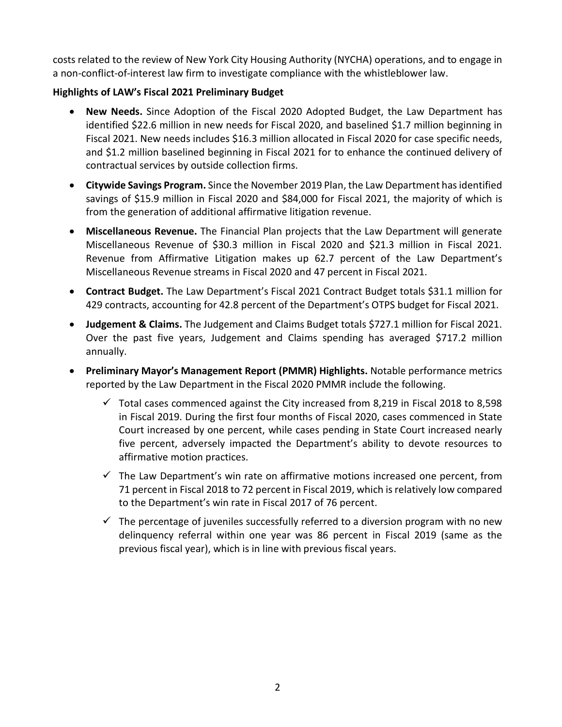costs related to the review of New York City Housing Authority (NYCHA) operations, and to engage in a non-conflict-of-interest law firm to investigate compliance with the whistleblower law.

**Highlights of LAW's Fiscal 2021 Preliminary Budget**

- **New Needs.** Since Adoption of the Fiscal 2020 Adopted Budget, the Law Department has identified $22.6 million in new needs for Fiscal 2020, and baselined $1.7 million beginning in Fiscal 2021. New needs includes $16.3 million allocated in Fiscal 2020 for case specific needs, and $1.2 million baselined beginning in Fiscal 2021 for to enhance the continued delivery of contractual services by outside collection firms.
- **Citywide Savings Program.** Since the November 2019 Plan, the Law Department has identified savings of $15.9 million in Fiscal 2020 and $84,000 for Fiscal 2021, the majority of which is from the generation of additional affirmative litigation revenue.
- **Miscellaneous Revenue.** The Financial Plan projects that the Law Department will generate Miscellaneous Revenue of $30.3 million in Fiscal 2020 and $21.3 million in Fiscal 2021. Revenue from Affirmative Litigation makes up 62.7 percent of the Law Department's Miscellaneous Revenue streams in Fiscal 2020 and 47 percent in Fiscal 2021.
- **Contract Budget.** The Law Department's Fiscal 2021 Contract Budget totals $31.1 million for 429 contracts, accounting for 42.8 percent of the Department's OTPS budget for Fiscal 2021.
- **Judgement & Claims.** The Judgement and Claims Budget totals $727.1 million for Fiscal 2021. Over the past five years, Judgement and Claims spending has averaged $717.2 million annually.
- **Preliminary Mayor's Management Report (PMMR) Highlights.** Notable performance metrics reported by the Law Department in the Fiscal 2020 PMMR include the following.
  - ✓ Total cases commenced against the City increased from 8,219 in Fiscal 2018 to 8,598 in Fiscal 2019. During the first four months of Fiscal 2020, cases commenced in State Court increased by one percent, while cases pending in State Court increased nearly five percent, adversely impacted the Department's ability to devote resources to affirmative motion practices.
  - ✓ The Law Department's win rate on affirmative motions increased one percent, from 71 percent in Fiscal 2018 to 72 percent in Fiscal 2019, which is relatively low compared to the Department's win rate in Fiscal 2017 of 76 percent.
  - ✓ The percentage of juveniles successfully referred to a diversion program with no new delinquency referral within one year was 86 percent in Fiscal 2019 (same as the previous fiscal year), which is in line with previous fiscal years.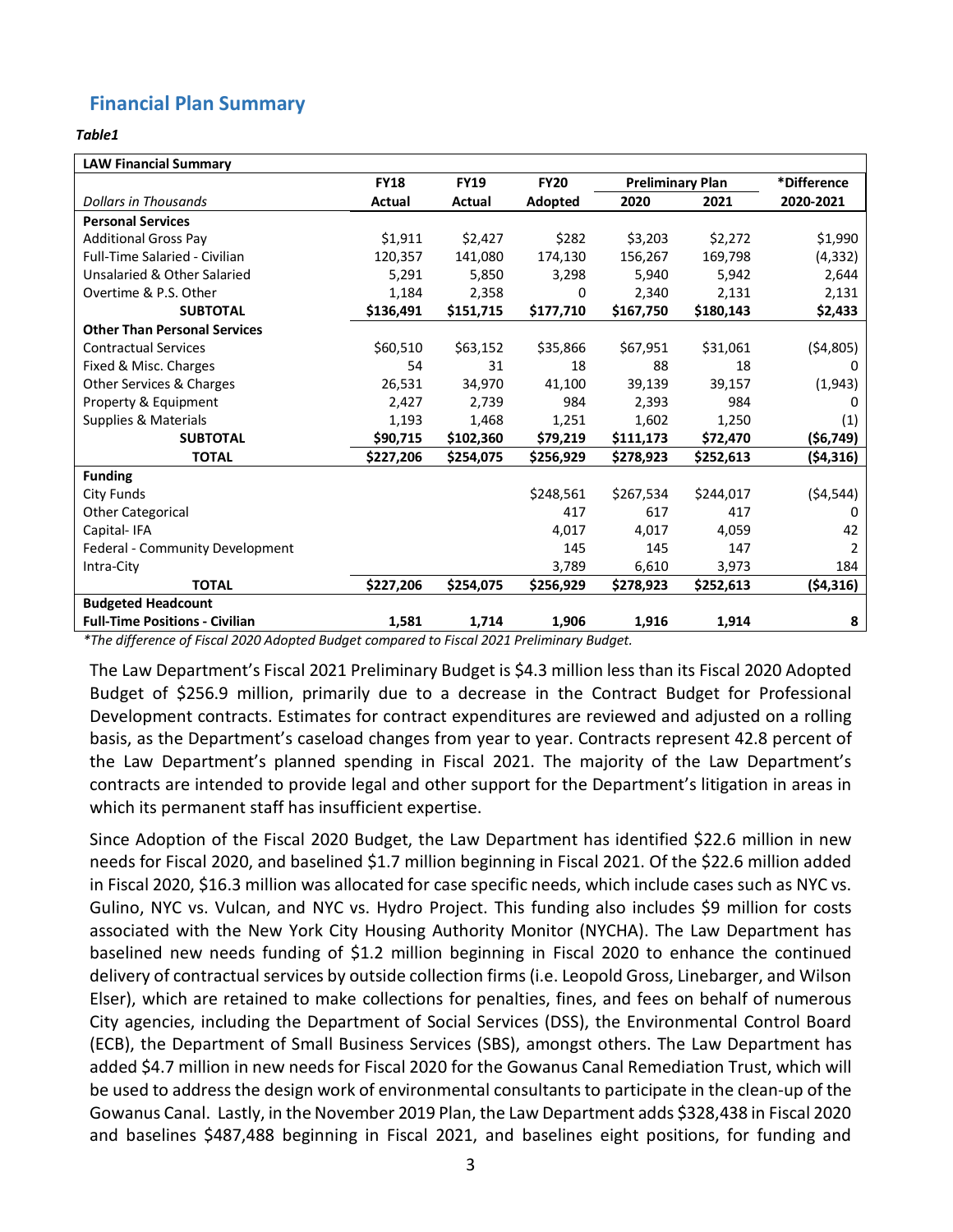## Financial Plan Summary

***Table1***

| LAW Financial Summary | | | | | | |
|---|---|---|---|---|---|---|
| | **FY18** | **FY19** | **FY20** | **Preliminary Plan** | | ***Difference** |
| *Dollars in Thousands* | **Actual** | **Actual** | **Adopted** | **2020** | **2021** | **2020-2021** |
| **Personal Services** | | | | | | |
| Additional Gross Pay | $1,911 | $2,427 | $282 | $3,203 | $2,272 | $1,990 |
| Full-Time Salaried - Civilian | 120,357 | 141,080 | 174,130 | 156,267 | 169,798 | (4,332) |
| Unsalaried & Other Salaried | 5,291 | 5,850 | 3,298 | 5,940 | 5,942 | 2,644 |
| Overtime & P.S. Other | 1,184 | 2,358 | 0 | 2,340 | 2,131 | 2,131 |
| **SUBTOTAL** | **$136,491** | **$151,715** | **$177,710** | **$167,750** | **$180,143** | **$2,433** |
| **Other Than Personal Services** | | | | | | |
| Contractual Services | $60,510 | $63,152 | $35,866 | $67,951 | $31,061 | ($4,805) |
| Fixed & Misc. Charges | 54 | 31 | 18 | 88 | 18 | 0 |
| Other Services & Charges | 26,531 | 34,970 | 41,100 | 39,139 | 39,157 | (1,943) |
| Property & Equipment | 2,427 | 2,739 | 984 | 2,393 | 984 | 0 |
| Supplies & Materials | 1,193 | 1,468 | 1,251 | 1,602 | 1,250 | (1) |
| **SUBTOTAL** | **$90,715** | **$102,360** | **$79,219** | **$111,173** | **$72,470** | **($6,749)** |
| **TOTAL** | **$227,206** | **$254,075** | **$256,929** | **$278,923** | **$252,613** | **($4,316)** |
| **Funding** | | | | | | |
| City Funds | | | $248,561 | $267,534 | $244,017 | ($4,544) |
| Other Categorical | | | 417 | 617 | 417 | 0 |
| Capital- IFA | | | 4,017 | 4,017 | 4,059 | 42 |
| Federal - Community Development | | | 145 | 145 | 147 | 2 |
| Intra-City | | | 3,789 | 6,610 | 3,973 | 184 |
| **TOTAL** | **$227,206** | **$254,075** | **$256,929** | **$278,923** | **$252,613** | **($4,316)** |
| **Budgeted Headcount** | | | | | | |
| **Full-Time Positions - Civilian** | **1,581** | **1,714** | **1,906** | **1,916** | **1,914** | **8** |

**The difference of Fiscal 2020 Adopted Budget compared to Fiscal 2021 Preliminary Budget.*

The Law Department's Fiscal 2021 Preliminary Budget is $4.3 million less than its Fiscal 2020 Adopted Budget of $256.9 million, primarily due to a decrease in the Contract Budget for Professional Development contracts. Estimates for contract expenditures are reviewed and adjusted on a rolling basis, as the Department's caseload changes from year to year. Contracts represent 42.8 percent of the Law Department's planned spending in Fiscal 2021. The majority of the Law Department's contracts are intended to provide legal and other support for the Department's litigation in areas in which its permanent staff has insufficient expertise.

Since Adoption of the Fiscal 2020 Budget, the Law Department has identified $22.6 million in new needs for Fiscal 2020, and baselined $1.7 million beginning in Fiscal 2021. Of the $22.6 million added in Fiscal 2020, $16.3 million was allocated for case specific needs, which include cases such as NYC vs. Gulino, NYC vs. Vulcan, and NYC vs. Hydro Project. This funding also includes $9 million for costs associated with the New York City Housing Authority Monitor (NYCHA). The Law Department has baselined new needs funding of $1.2 million beginning in Fiscal 2020 to enhance the continued delivery of contractual services by outside collection firms (i.e. Leopold Gross, Linebarger, and Wilson Elser), which are retained to make collections for penalties, fines, and fees on behalf of numerous City agencies, including the Department of Social Services (DSS), the Environmental Control Board (ECB), the Department of Small Business Services (SBS), amongst others. The Law Department has added $4.7 million in new needs for Fiscal 2020 for the Gowanus Canal Remediation Trust, which will be used to address the design work of environmental consultants to participate in the clean-up of the Gowanus Canal. Lastly, in the November 2019 Plan, the Law Department adds $328,438 in Fiscal 2020 and baselines $487,488 beginning in Fiscal 2021, and baselines eight positions, for funding and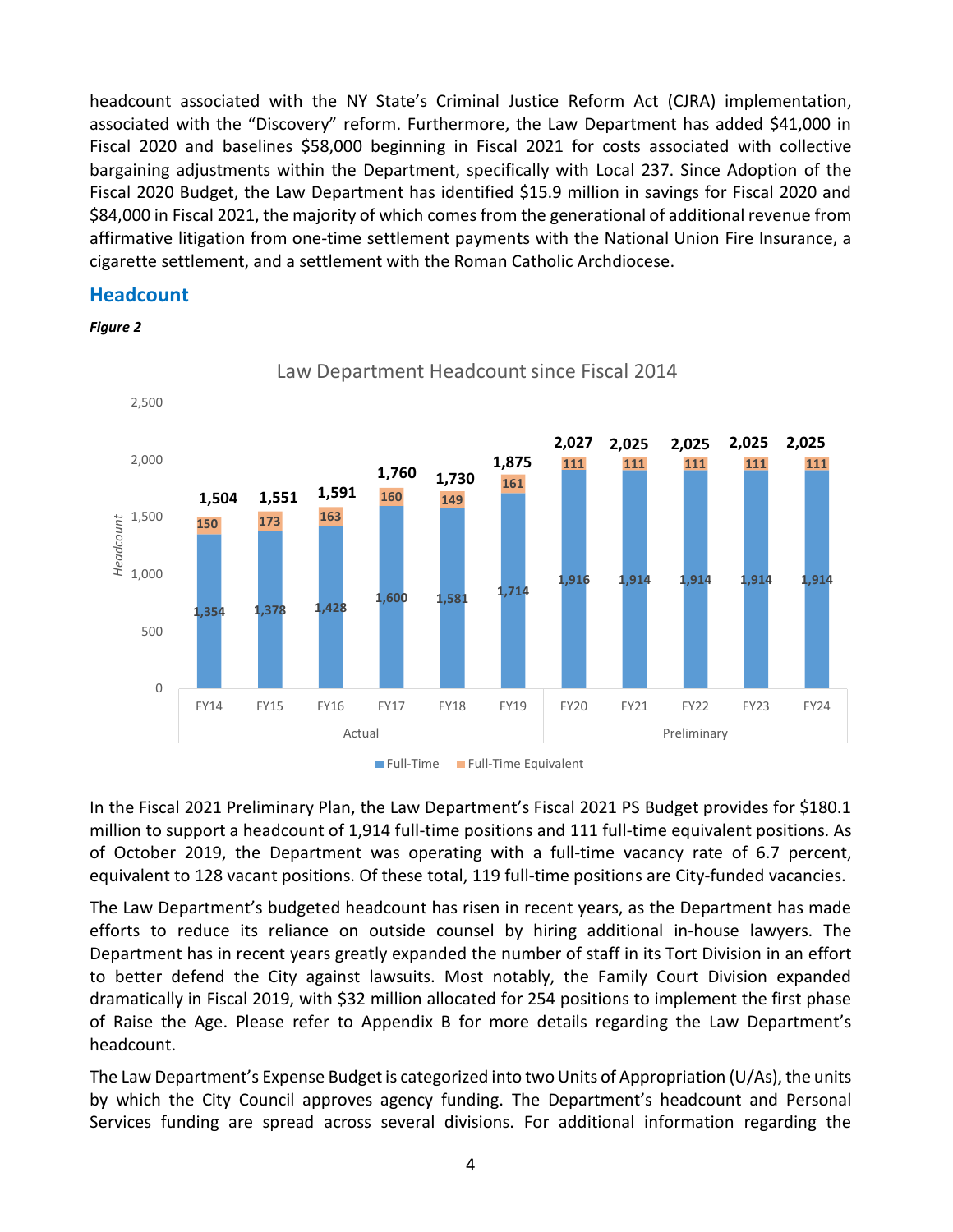headcount associated with the NY State's Criminal Justice Reform Act (CJRA) implementation, associated with the "Discovery" reform. Furthermore, the Law Department has added $41,000 in Fiscal 2020 and baselines $58,000 beginning in Fiscal 2021 for costs associated with collective bargaining adjustments within the Department, specifically with Local 237. Since Adoption of the Fiscal 2020 Budget, the Law Department has identified $15.9 million in savings for Fiscal 2020 and $84,000 in Fiscal 2021, the majority of which comes from the generational of additional revenue from affirmative litigation from one-time settlement payments with the National Union Fire Insurance, a cigarette settlement, and a settlement with the Roman Catholic Archdiocese.

## Headcount

***Figure 2***

**Law Department Headcount since Fiscal 2014**

| | FY14 | FY15 | FY16 | FY17 | FY18 | FY19 | FY20 | FY21 | FY22 | FY23 | FY24 |
|---|---|---|---|---|---|---|---|---|---|---|---|
| | Actual | | | | | | Preliminary | | | | |
| Full-Time | 1,354 | 1,378 | 1,428 | 1,600 | 1,581 | 1,714 | 1,916 | 1,914 | 1,914 | 1,914 | 1,914 |
| Full-Time Equivalent | 150 | 173 | 163 | 160 | 149 | 161 | 111 | 111 | 111 | 111 | 111 |
| Total | 1,504 | 1,551 | 1,591 | 1,760 | 1,730 | 1,875 | 2,027 | 2,025 | 2,025 | 2,025 | 2,025 |

In the Fiscal 2021 Preliminary Plan, the Law Department's Fiscal 2021 PS Budget provides for $180.1 million to support a headcount of 1,914 full-time positions and 111 full-time equivalent positions. As of October 2019, the Department was operating with a full-time vacancy rate of 6.7 percent, equivalent to 128 vacant positions. Of these total, 119 full-time positions are City-funded vacancies.

The Law Department's budgeted headcount has risen in recent years, as the Department has made efforts to reduce its reliance on outside counsel by hiring additional in-house lawyers. The Department has in recent years greatly expanded the number of staff in its Tort Division in an effort to better defend the City against lawsuits. Most notably, the Family Court Division expanded dramatically in Fiscal 2019, with $32 million allocated for 254 positions to implement the first phase of Raise the Age. Please refer to Appendix B for more details regarding the Law Department's headcount.

The Law Department's Expense Budget is categorized into two Units of Appropriation (U/As), the units by which the City Council approves agency funding. The Department's headcount and Personal Services funding are spread across several divisions. For additional information regarding the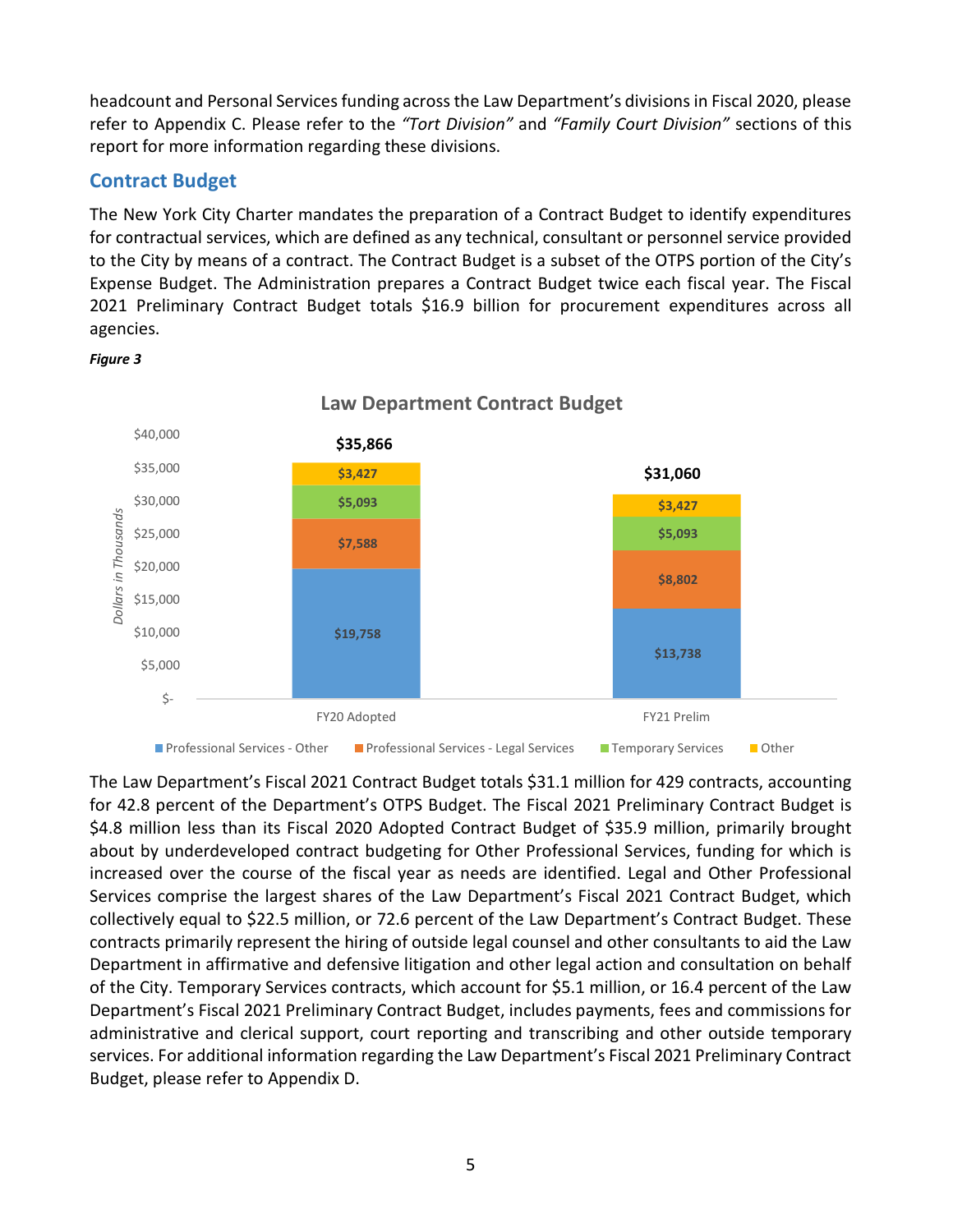headcount and Personal Services funding across the Law Department's divisions in Fiscal 2020, please refer to Appendix C. Please refer to the *"Tort Division"* and *"Family Court Division"* sections of this report for more information regarding these divisions.

## Contract Budget

The New York City Charter mandates the preparation of a Contract Budget to identify expenditures for contractual services, which are defined as any technical, consultant or personnel service provided to the City by means of a contract. The Contract Budget is a subset of the OTPS portion of the City's Expense Budget. The Administration prepares a Contract Budget twice each fiscal year. The Fiscal 2021 Preliminary Contract Budget totals $16.9 billion for procurement expenditures across all agencies.

***Figure 3***

**Law Department Contract Budget**

*Dollars in Thousands*

| | FY20 Adopted | FY21 Prelim |
|---|---|---|
| Professional Services - Other | $19,758 | $13,738 |
| Professional Services - Legal Services | $7,588 | $8,802 |
| Temporary Services | $5,093 | $5,093 |
| Other | $3,427 | $3,427 |
| **Total** | **$35,866** | **$31,060** |

The Law Department's Fiscal 2021 Contract Budget totals $31.1 million for 429 contracts, accounting for 42.8 percent of the Department's OTPS Budget. The Fiscal 2021 Preliminary Contract Budget is $4.8 million less than its Fiscal 2020 Adopted Contract Budget of $35.9 million, primarily brought about by underdeveloped contract budgeting for Other Professional Services, funding for which is increased over the course of the fiscal year as needs are identified. Legal and Other Professional Services comprise the largest shares of the Law Department's Fiscal 2021 Contract Budget, which collectively equal to $22.5 million, or 72.6 percent of the Law Department's Contract Budget. These contracts primarily represent the hiring of outside legal counsel and other consultants to aid the Law Department in affirmative and defensive litigation and other legal action and consultation on behalf of the City. Temporary Services contracts, which account for $5.1 million, or 16.4 percent of the Law Department's Fiscal 2021 Preliminary Contract Budget, includes payments, fees and commissions for administrative and clerical support, court reporting and transcribing and other outside temporary services. For additional information regarding the Law Department's Fiscal 2021 Preliminary Contract Budget, please refer to Appendix D.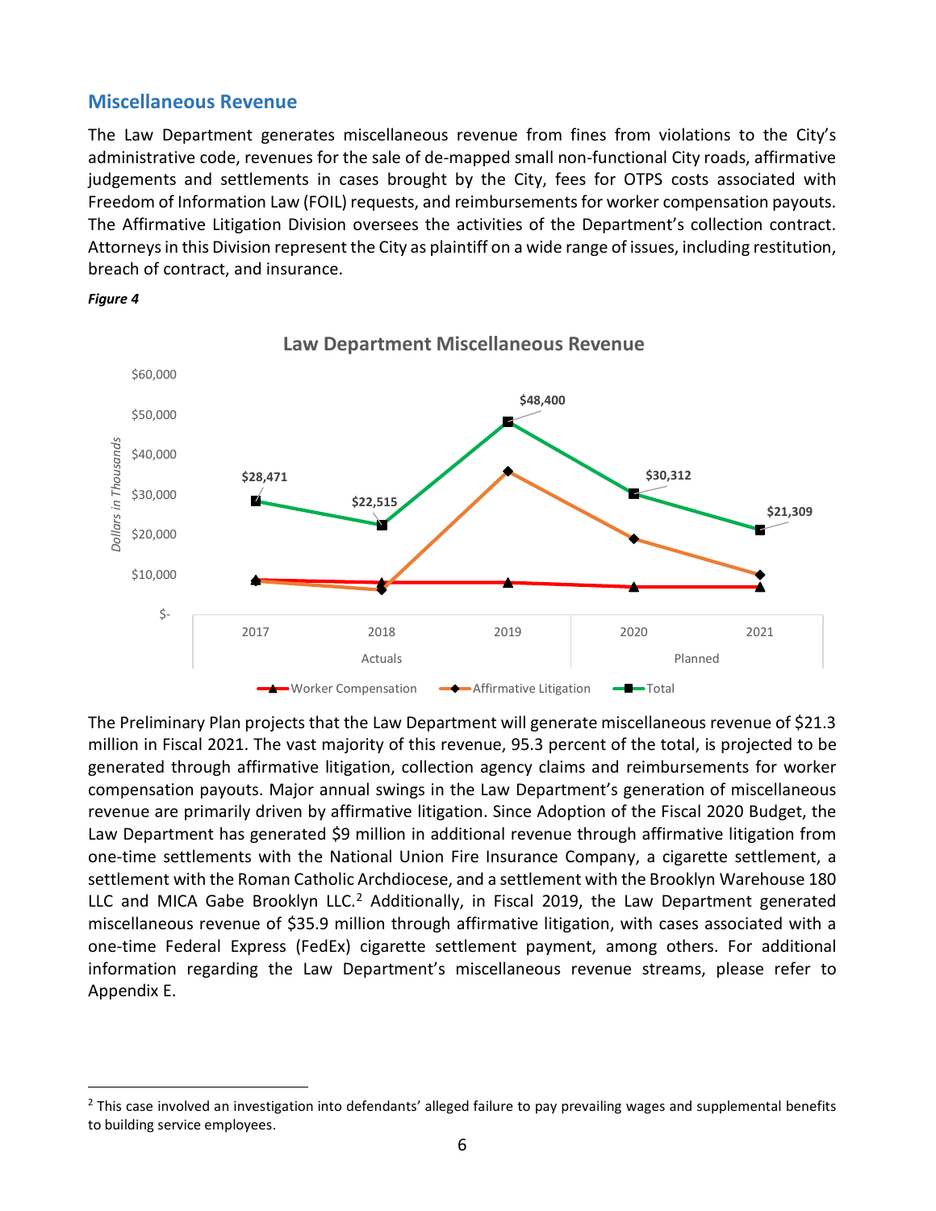## Miscellaneous Revenue

The Law Department generates miscellaneous revenue from fines from violations to the City's administrative code, revenues for the sale of de-mapped small non-functional City roads, affirmative judgements and settlements in cases brought by the City, fees for OTPS costs associated with Freedom of Information Law (FOIL) requests, and reimbursements for worker compensation payouts. The Affirmative Litigation Division oversees the activities of the Department's collection contract. Attorneys in this Division represent the City as plaintiff on a wide range of issues, including restitution, breach of contract, and insurance.

***Figure 4***

**Law Department Miscellaneous Revenue**

| | 2017 | 2018 | 2019 | 2020 | 2021 |
|---|---|---|---|---|---|
| | Actuals | | | Planned | |
| Total (Dollars in Thousands) | $28,471 | $22,515 | $48,400 | $30,312 | $21,309 |

Legend: Worker Compensation, Affirmative Litigation, Total

The Preliminary Plan projects that the Law Department will generate miscellaneous revenue of $21.3 million in Fiscal 2021. The vast majority of this revenue, 95.3 percent of the total, is projected to be generated through affirmative litigation, collection agency claims and reimbursements for worker compensation payouts. Major annual swings in the Law Department's generation of miscellaneous revenue are primarily driven by affirmative litigation. Since Adoption of the Fiscal 2020 Budget, the Law Department has generated $9 million in additional revenue through affirmative litigation from one-time settlements with the National Union Fire Insurance Company, a cigarette settlement, a settlement with the Roman Catholic Archdiocese, and a settlement with the Brooklyn Warehouse 180 LLC and MICA Gabe Brooklyn LLC.[2] Additionally, in Fiscal 2019, the Law Department generated miscellaneous revenue of $35.9 million through affirmative litigation, with cases associated with a one-time Federal Express (FedEx) cigarette settlement payment, among others. For additional information regarding the Law Department's miscellaneous revenue streams, please refer to Appendix E.

[2] This case involved an investigation into defendants' alleged failure to pay prevailing wages and supplemental benefits to building service employees.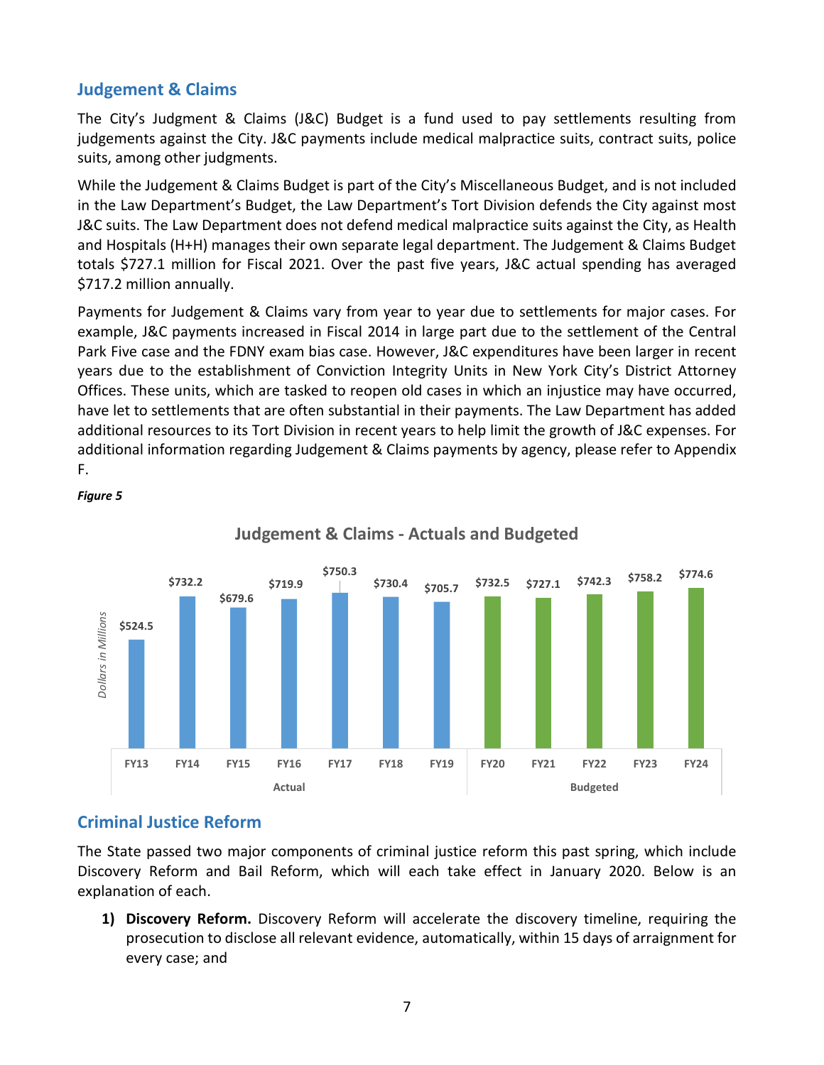## Judgement & Claims

The City's Judgment & Claims (J&C) Budget is a fund used to pay settlements resulting from judgements against the City. J&C payments include medical malpractice suits, contract suits, police suits, among other judgments.

While the Judgement & Claims Budget is part of the City's Miscellaneous Budget, and is not included in the Law Department's Budget, the Law Department's Tort Division defends the City against most J&C suits. The Law Department does not defend medical malpractice suits against the City, as Health and Hospitals (H+H) manages their own separate legal department. The Judgement & Claims Budget totals $727.1 million for Fiscal 2021. Over the past five years, J&C actual spending has averaged $717.2 million annually.

Payments for Judgement & Claims vary from year to year due to settlements for major cases. For example, J&C payments increased in Fiscal 2014 in large part due to the settlement of the Central Park Five case and the FDNY exam bias case. However, J&C expenditures have been larger in recent years due to the establishment of Conviction Integrity Units in New York City's District Attorney Offices. These units, which are tasked to reopen old cases in which an injustice may have occurred, have let to settlements that are often substantial in their payments. The Law Department has added additional resources to its Tort Division in recent years to help limit the growth of J&C expenses. For additional information regarding Judgement & Claims payments by agency, please refer to Appendix F.

***Figure 5***

**Judgement & Claims - Actuals and Budgeted**

*Dollars in Millions*

| | FY13 | FY14 | FY15 | FY16 | FY17 | FY18 | FY19 | FY20 | FY21 | FY22 | FY23 | FY24 |
|---|---|---|---|---|---|---|---|---|---|---|---|---|
| | Actual | | | | | | | Budgeted | | | | |
| Amount | $524.5 | $732.2 | $679.6 | $719.9 | $750.3 | $730.4 | $705.7 | $732.5 | $727.1 | $742.3 | $758.2 | $774.6 |

## Criminal Justice Reform

The State passed two major components of criminal justice reform this past spring, which include Discovery Reform and Bail Reform, which will each take effect in January 2020. Below is an explanation of each.

1) **Discovery Reform.** Discovery Reform will accelerate the discovery timeline, requiring the prosecution to disclose all relevant evidence, automatically, within 15 days of arraignment for every case; and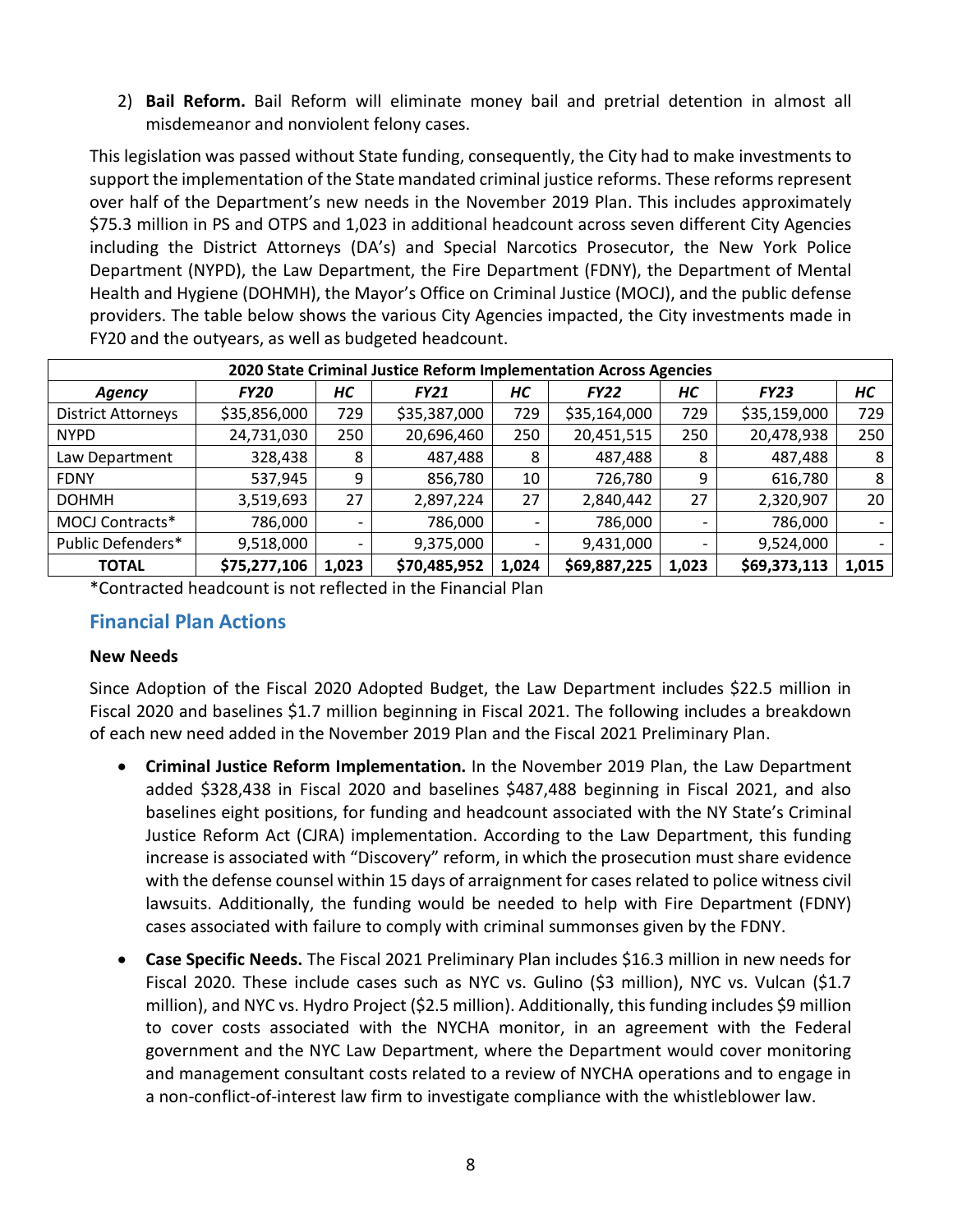2) **Bail Reform.** Bail Reform will eliminate money bail and pretrial detention in almost all misdemeanor and nonviolent felony cases.

This legislation was passed without State funding, consequently, the City had to make investments to support the implementation of the State mandated criminal justice reforms. These reforms represent over half of the Department's new needs in the November 2019 Plan. This includes approximately $75.3 million in PS and OTPS and 1,023 in additional headcount across seven different City Agencies including the District Attorneys (DA's) and Special Narcotics Prosecutor, the New York Police Department (NYPD), the Law Department, the Fire Department (FDNY), the Department of Mental Health and Hygiene (DOHMH), the Mayor's Office on Criminal Justice (MOCJ), and the public defense providers. The table below shows the various City Agencies impacted, the City investments made in FY20 and the outyears, as well as budgeted headcount.

| 2020 State Criminal Justice Reform Implementation Across Agencies | | | | | | | | |
|---|---|---|---|---|---|---|---|---|
| *Agency* | *FY20* | *HC* | *FY21* | *HC* | *FY22* | *HC* | *FY23* | *HC* |
| District Attorneys | $35,856,000 | 729 | $35,387,000 | 729 | $35,164,000 | 729 | $35,159,000 | 729 |
| NYPD | 24,731,030 | 250 | 20,696,460 | 250 | 20,451,515 | 250 | 20,478,938 | 250 |
| Law Department | 328,438 | 8 | 487,488 | 8 | 487,488 | 8 | 487,488 | 8 |
| FDNY | 537,945 | 9 | 856,780 | 10 | 726,780 | 9 | 616,780 | 8 |
| DOHMH | 3,519,693 | 27 | 2,897,224 | 27 | 2,840,442 | 27 | 2,320,907 | 20 |
| MOCJ Contracts* | 786,000 | - | 786,000 | - | 786,000 | - | 786,000 | - |
| Public Defenders* | 9,518,000 | - | 9,375,000 | - | 9,431,000 | - | 9,524,000 | - |
| **TOTAL** | **$75,277,106** | **1,023** | **$70,485,952** | **1,024** | **$69,887,225** | **1,023** | **$69,373,113** | **1,015** |

*Contracted headcount is not reflected in the Financial Plan

## Financial Plan Actions

**New Needs**

Since Adoption of the Fiscal 2020 Adopted Budget, the Law Department includes $22.5 million in Fiscal 2020 and baselines $1.7 million beginning in Fiscal 2021. The following includes a breakdown of each new need added in the November 2019 Plan and the Fiscal 2021 Preliminary Plan.

- **Criminal Justice Reform Implementation.** In the November 2019 Plan, the Law Department added $328,438 in Fiscal 2020 and baselines $487,488 beginning in Fiscal 2021, and also baselines eight positions, for funding and headcount associated with the NY State's Criminal Justice Reform Act (CJRA) implementation. According to the Law Department, this funding increase is associated with "Discovery" reform, in which the prosecution must share evidence with the defense counsel within 15 days of arraignment for cases related to police witness civil lawsuits. Additionally, the funding would be needed to help with Fire Department (FDNY) cases associated with failure to comply with criminal summonses given by the FDNY.

- **Case Specific Needs.** The Fiscal 2021 Preliminary Plan includes $16.3 million in new needs for Fiscal 2020. These include cases such as NYC vs. Gulino ($3 million), NYC vs. Vulcan ($1.7 million), and NYC vs. Hydro Project ($2.5 million). Additionally, this funding includes $9 million to cover costs associated with the NYCHA monitor, in an agreement with the Federal government and the NYC Law Department, where the Department would cover monitoring and management consultant costs related to a review of NYCHA operations and to engage in a non-conflict-of-interest law firm to investigate compliance with the whistleblower law.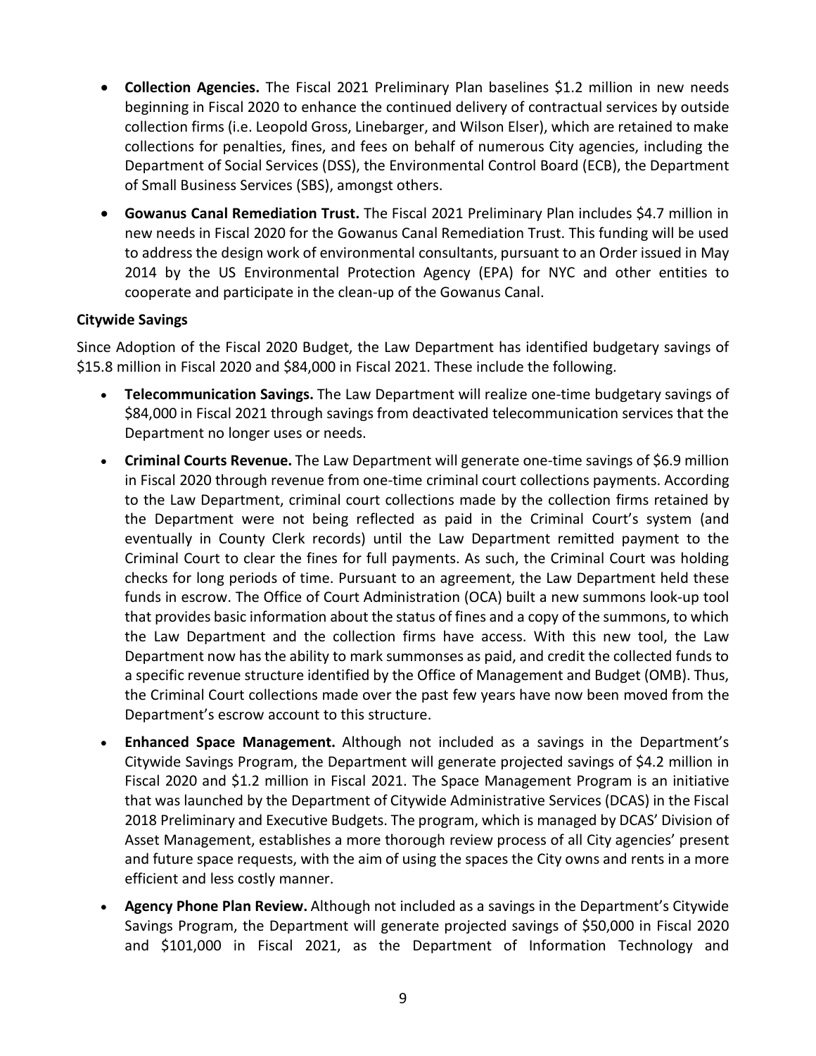- **Collection Agencies.** The Fiscal 2021 Preliminary Plan baselines $1.2 million in new needs beginning in Fiscal 2020 to enhance the continued delivery of contractual services by outside collection firms (i.e. Leopold Gross, Linebarger, and Wilson Elser), which are retained to make collections for penalties, fines, and fees on behalf of numerous City agencies, including the Department of Social Services (DSS), the Environmental Control Board (ECB), the Department of Small Business Services (SBS), amongst others.
- **Gowanus Canal Remediation Trust.** The Fiscal 2021 Preliminary Plan includes $4.7 million in new needs in Fiscal 2020 for the Gowanus Canal Remediation Trust. This funding will be used to address the design work of environmental consultants, pursuant to an Order issued in May 2014 by the US Environmental Protection Agency (EPA) for NYC and other entities to cooperate and participate in the clean-up of the Gowanus Canal.

**Citywide Savings**

Since Adoption of the Fiscal 2020 Budget, the Law Department has identified budgetary savings of $15.8 million in Fiscal 2020 and $84,000 in Fiscal 2021. These include the following.

- **Telecommunication Savings.** The Law Department will realize one-time budgetary savings of $84,000 in Fiscal 2021 through savings from deactivated telecommunication services that the Department no longer uses or needs.
- **Criminal Courts Revenue.** The Law Department will generate one-time savings of $6.9 million in Fiscal 2020 through revenue from one-time criminal court collections payments. According to the Law Department, criminal court collections made by the collection firms retained by the Department were not being reflected as paid in the Criminal Court's system (and eventually in County Clerk records) until the Law Department remitted payment to the Criminal Court to clear the fines for full payments. As such, the Criminal Court was holding checks for long periods of time. Pursuant to an agreement, the Law Department held these funds in escrow. The Office of Court Administration (OCA) built a new summons look-up tool that provides basic information about the status of fines and a copy of the summons, to which the Law Department and the collection firms have access. With this new tool, the Law Department now has the ability to mark summonses as paid, and credit the collected funds to a specific revenue structure identified by the Office of Management and Budget (OMB). Thus, the Criminal Court collections made over the past few years have now been moved from the Department's escrow account to this structure.
- **Enhanced Space Management.** Although not included as a savings in the Department's Citywide Savings Program, the Department will generate projected savings of $4.2 million in Fiscal 2020 and $1.2 million in Fiscal 2021. The Space Management Program is an initiative that was launched by the Department of Citywide Administrative Services (DCAS) in the Fiscal 2018 Preliminary and Executive Budgets. The program, which is managed by DCAS' Division of Asset Management, establishes a more thorough review process of all City agencies' present and future space requests, with the aim of using the spaces the City owns and rents in a more efficient and less costly manner.
- **Agency Phone Plan Review.** Although not included as a savings in the Department's Citywide Savings Program, the Department will generate projected savings of $50,000 in Fiscal 2020 and $101,000 in Fiscal 2021, as the Department of Information Technology and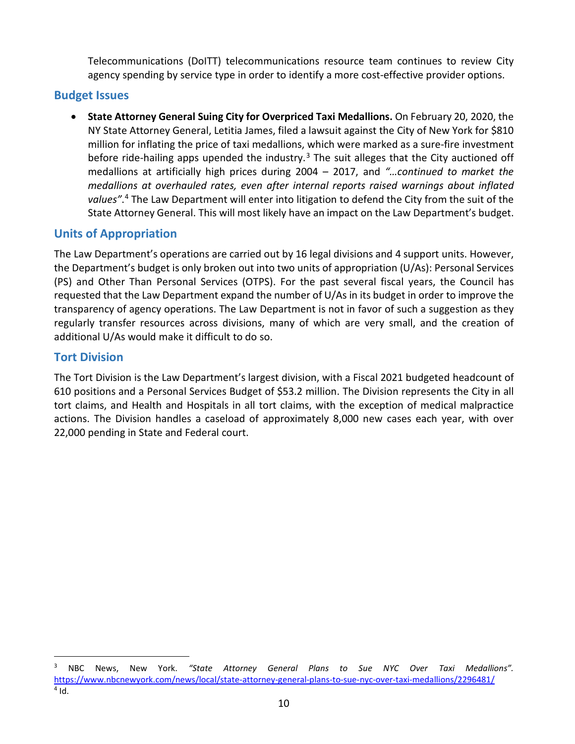Telecommunications (DoITT) telecommunications resource team continues to review City agency spending by service type in order to identify a more cost-effective provider options.

## Budget Issues

- **State Attorney General Suing City for Overpriced Taxi Medallions.** On February 20, 2020, the NY State Attorney General, Letitia James, filed a lawsuit against the City of New York for $810 million for inflating the price of taxi medallions, which were marked as a sure-fire investment before ride-hailing apps upended the industry.[3] The suit alleges that the City auctioned off medallions at artificially high prices during 2004 – 2017, and *"…continued to market the medallions at overhauled rates, even after internal reports raised warnings about inflated values"*.[4] The Law Department will enter into litigation to defend the City from the suit of the State Attorney General. This will most likely have an impact on the Law Department's budget.

## Units of Appropriation

The Law Department's operations are carried out by 16 legal divisions and 4 support units. However, the Department's budget is only broken out into two units of appropriation (U/As): Personal Services (PS) and Other Than Personal Services (OTPS). For the past several fiscal years, the Council has requested that the Law Department expand the number of U/As in its budget in order to improve the transparency of agency operations. The Law Department is not in favor of such a suggestion as they regularly transfer resources across divisions, many of which are very small, and the creation of additional U/As would make it difficult to do so.

## Tort Division

The Tort Division is the Law Department's largest division, with a Fiscal 2021 budgeted headcount of 610 positions and a Personal Services Budget of $53.2 million. The Division represents the City in all tort claims, and Health and Hospitals in all tort claims, with the exception of medical malpractice actions. The Division handles a caseload of approximately 8,000 new cases each year, with over 22,000 pending in State and Federal court.

---

[3] NBC News, New York. *"State Attorney General Plans to Sue NYC Over Taxi Medallions"*. https://www.nbcnewyork.com/news/local/state-attorney-general-plans-to-sue-nyc-over-taxi-medallions/2296481/

[4] Id.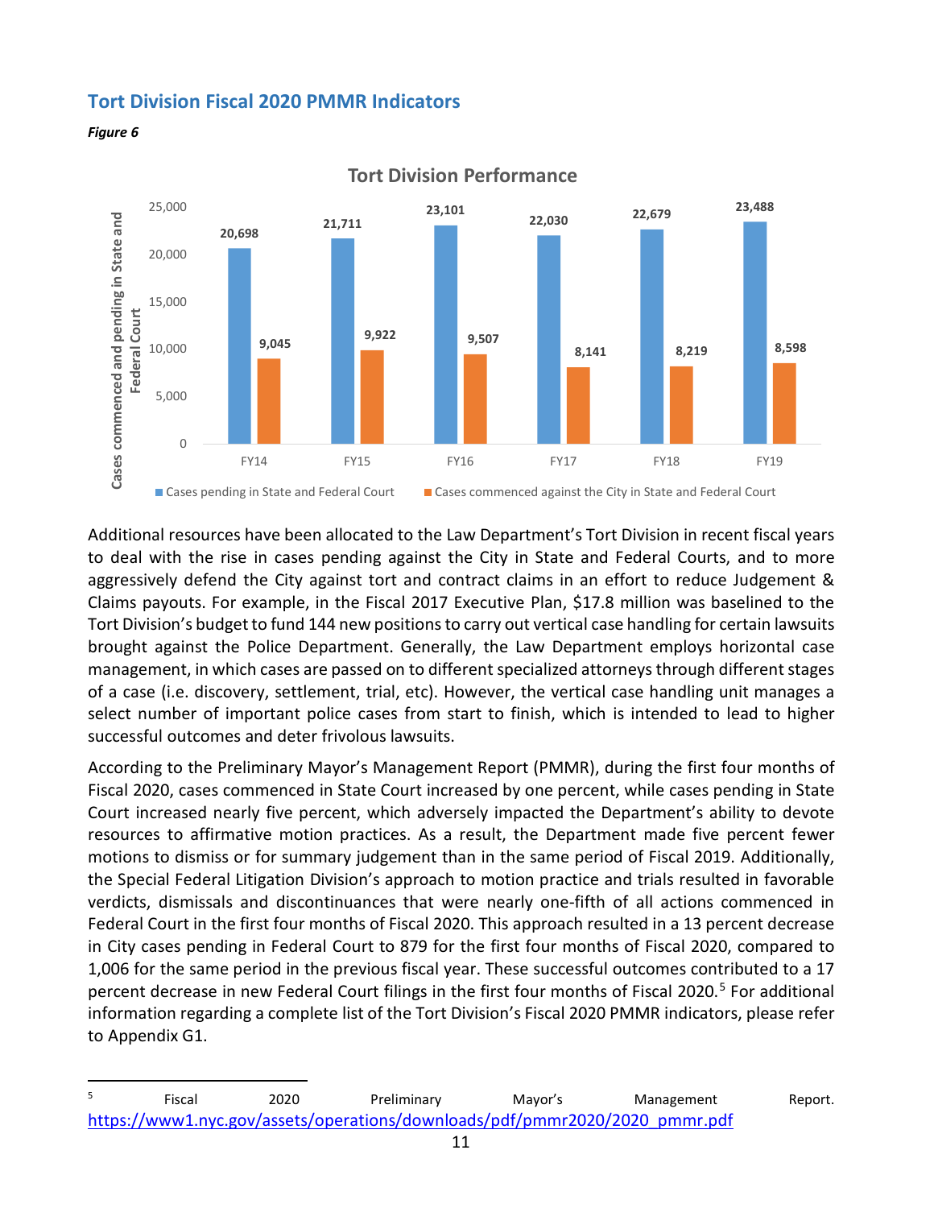## Tort Division Fiscal 2020 PMMR Indicators

*Figure 6*

**Tort Division Performance**

| | FY14 | FY15 | FY16 | FY17 | FY18 | FY19 |
|---|---|---|---|---|---|---|
| Cases pending in State and Federal Court | 20,698 | 21,711 | 23,101 | 22,030 | 22,679 | 23,488 |
| Cases commenced against the City in State and Federal Court | 9,045 | 9,922 | 9,507 | 8,141 | 8,219 | 8,598 |

Additional resources have been allocated to the Law Department's Tort Division in recent fiscal years to deal with the rise in cases pending against the City in State and Federal Courts, and to more aggressively defend the City against tort and contract claims in an effort to reduce Judgement & Claims payouts. For example, in the Fiscal 2017 Executive Plan, $17.8 million was baselined to the Tort Division's budget to fund 144 new positions to carry out vertical case handling for certain lawsuits brought against the Police Department. Generally, the Law Department employs horizontal case management, in which cases are passed on to different specialized attorneys through different stages of a case (i.e. discovery, settlement, trial, etc). However, the vertical case handling unit manages a select number of important police cases from start to finish, which is intended to lead to higher successful outcomes and deter frivolous lawsuits.

According to the Preliminary Mayor's Management Report (PMMR), during the first four months of Fiscal 2020, cases commenced in State Court increased by one percent, while cases pending in State Court increased nearly five percent, which adversely impacted the Department's ability to devote resources to affirmative motion practices. As a result, the Department made five percent fewer motions to dismiss or for summary judgement than in the same period of Fiscal 2019. Additionally, the Special Federal Litigation Division's approach to motion practice and trials resulted in favorable verdicts, dismissals and discontinuances that were nearly one-fifth of all actions commenced in Federal Court in the first four months of Fiscal 2020. This approach resulted in a 13 percent decrease in City cases pending in Federal Court to 879 for the first four months of Fiscal 2020, compared to 1,006 for the same period in the previous fiscal year. These successful outcomes contributed to a 17 percent decrease in new Federal Court filings in the first four months of Fiscal 2020.[5] For additional information regarding a complete list of the Tort Division's Fiscal 2020 PMMR indicators, please refer to Appendix G1.

---

[5] Fiscal 2020 Preliminary Mayor's Management Report. https://www1.nyc.gov/assets/operations/downloads/pdf/pmmr2020/2020_pmmr.pdf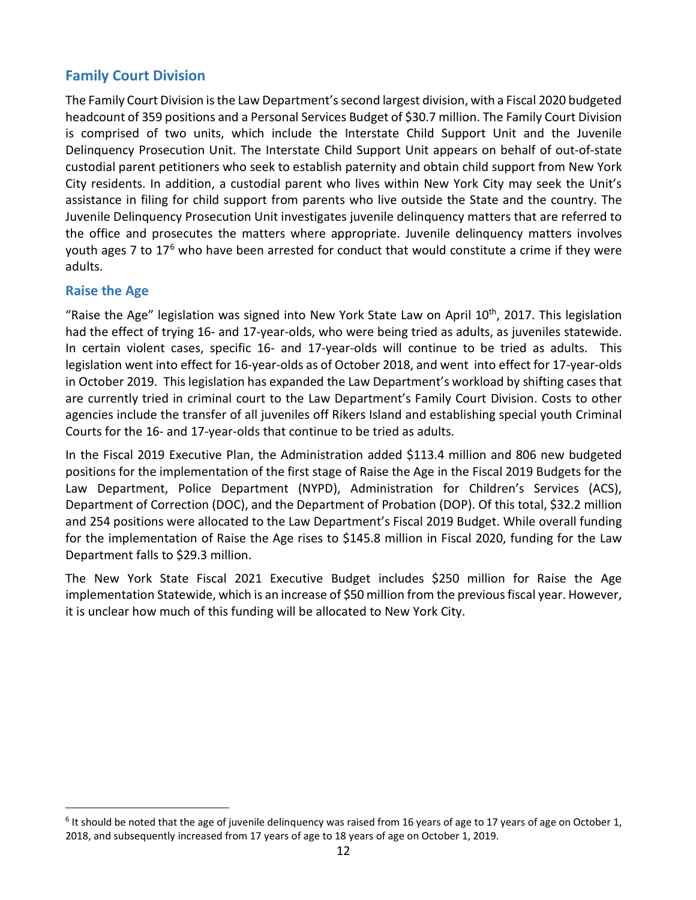## Family Court Division

The Family Court Division is the Law Department's second largest division, with a Fiscal 2020 budgeted headcount of 359 positions and a Personal Services Budget of $30.7 million. The Family Court Division is comprised of two units, which include the Interstate Child Support Unit and the Juvenile Delinquency Prosecution Unit. The Interstate Child Support Unit appears on behalf of out-of-state custodial parent petitioners who seek to establish paternity and obtain child support from New York City residents. In addition, a custodial parent who lives within New York City may seek the Unit's assistance in filing for child support from parents who live outside the State and the country. The Juvenile Delinquency Prosecution Unit investigates juvenile delinquency matters that are referred to the office and prosecutes the matters where appropriate. Juvenile delinquency matters involves youth ages 7 to 17[6] who have been arrested for conduct that would constitute a crime if they were adults.

### Raise the Age

"Raise the Age" legislation was signed into New York State Law on April 10th, 2017. This legislation had the effect of trying 16- and 17-year-olds, who were being tried as adults, as juveniles statewide. In certain violent cases, specific 16- and 17-year-olds will continue to be tried as adults. This legislation went into effect for 16-year-olds as of October 2018, and went into effect for 17-year-olds in October 2019. This legislation has expanded the Law Department's workload by shifting cases that are currently tried in criminal court to the Law Department's Family Court Division. Costs to other agencies include the transfer of all juveniles off Rikers Island and establishing special youth Criminal Courts for the 16- and 17-year-olds that continue to be tried as adults.

In the Fiscal 2019 Executive Plan, the Administration added $113.4 million and 806 new budgeted positions for the implementation of the first stage of Raise the Age in the Fiscal 2019 Budgets for the Law Department, Police Department (NYPD), Administration for Children's Services (ACS), Department of Correction (DOC), and the Department of Probation (DOP). Of this total, $32.2 million and 254 positions were allocated to the Law Department's Fiscal 2019 Budget. While overall funding for the implementation of Raise the Age rises to $145.8 million in Fiscal 2020, funding for the Law Department falls to $29.3 million.

The New York State Fiscal 2021 Executive Budget includes $250 million for Raise the Age implementation Statewide, which is an increase of $50 million from the previous fiscal year. However, it is unclear how much of this funding will be allocated to New York City.

---

[6] It should be noted that the age of juvenile delinquency was raised from 16 years of age to 17 years of age on October 1, 2018, and subsequently increased from 17 years of age to 18 years of age on October 1, 2019.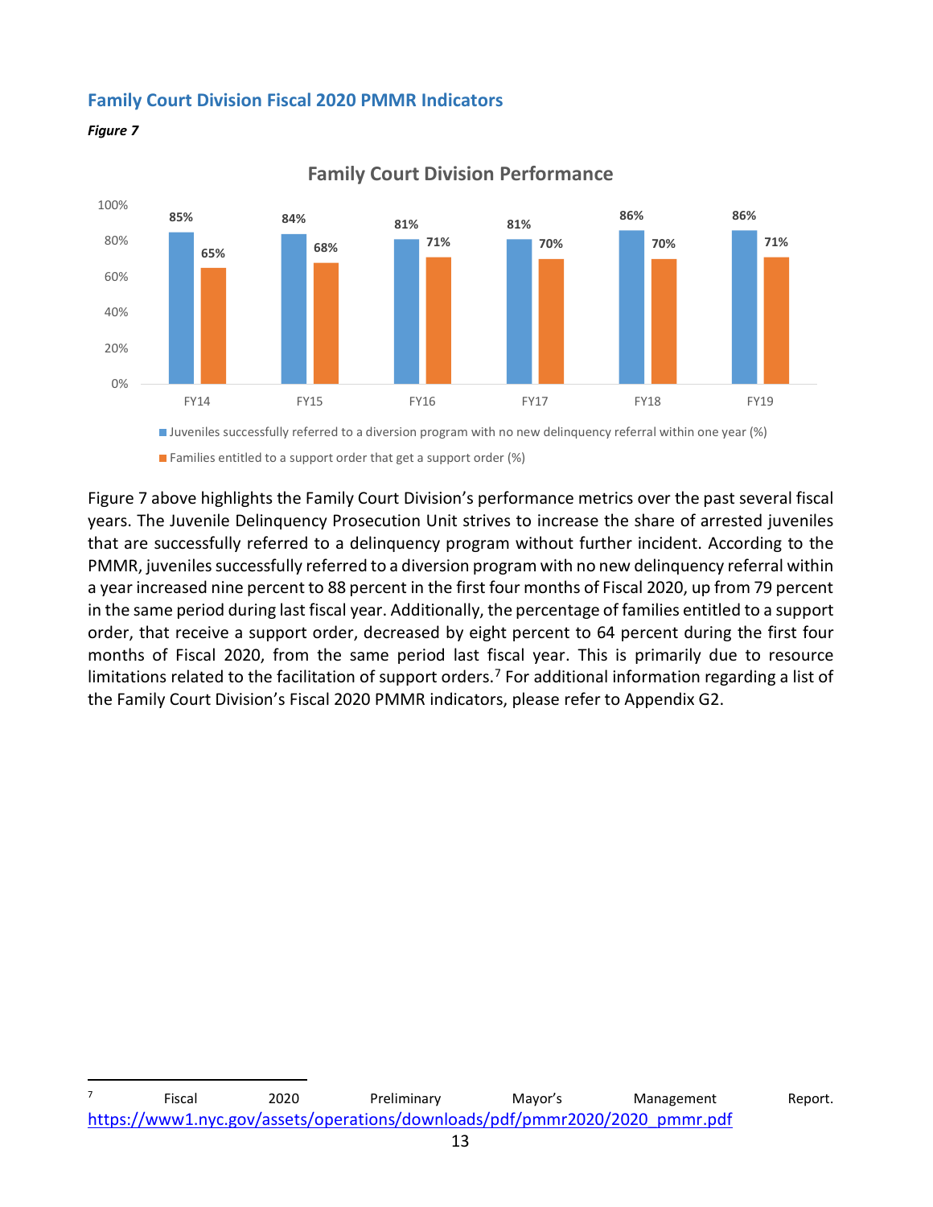## Family Court Division Fiscal 2020 PMMR Indicators

*Figure 7*

**Family Court Division Performance**

| | FY14 | FY15 | FY16 | FY17 | FY18 | FY19 |
|---|---|---|---|---|---|---|
| Juveniles successfully referred to a diversion program with no new delinquency referral within one year (%) | 85% | 84% | 81% | 81% | 86% | 86% |
| Families entitled to a support order that get a support order (%) | 65% | 68% | 71% | 70% | 70% | 71% |

Figure 7 above highlights the Family Court Division's performance metrics over the past several fiscal years. The Juvenile Delinquency Prosecution Unit strives to increase the share of arrested juveniles that are successfully referred to a delinquency program without further incident. According to the PMMR, juveniles successfully referred to a diversion program with no new delinquency referral within a year increased nine percent to 88 percent in the first four months of Fiscal 2020, up from 79 percent in the same period during last fiscal year. Additionally, the percentage of families entitled to a support order, that receive a support order, decreased by eight percent to 64 percent during the first four months of Fiscal 2020, from the same period last fiscal year. This is primarily due to resource limitations related to the facilitation of support orders.[7] For additional information regarding a list of the Family Court Division's Fiscal 2020 PMMR indicators, please refer to Appendix G2.

---

[7] Fiscal 2020 Preliminary Mayor's Management Report. https://www1.nyc.gov/assets/operations/downloads/pdf/pmmr2020/2020_pmmr.pdf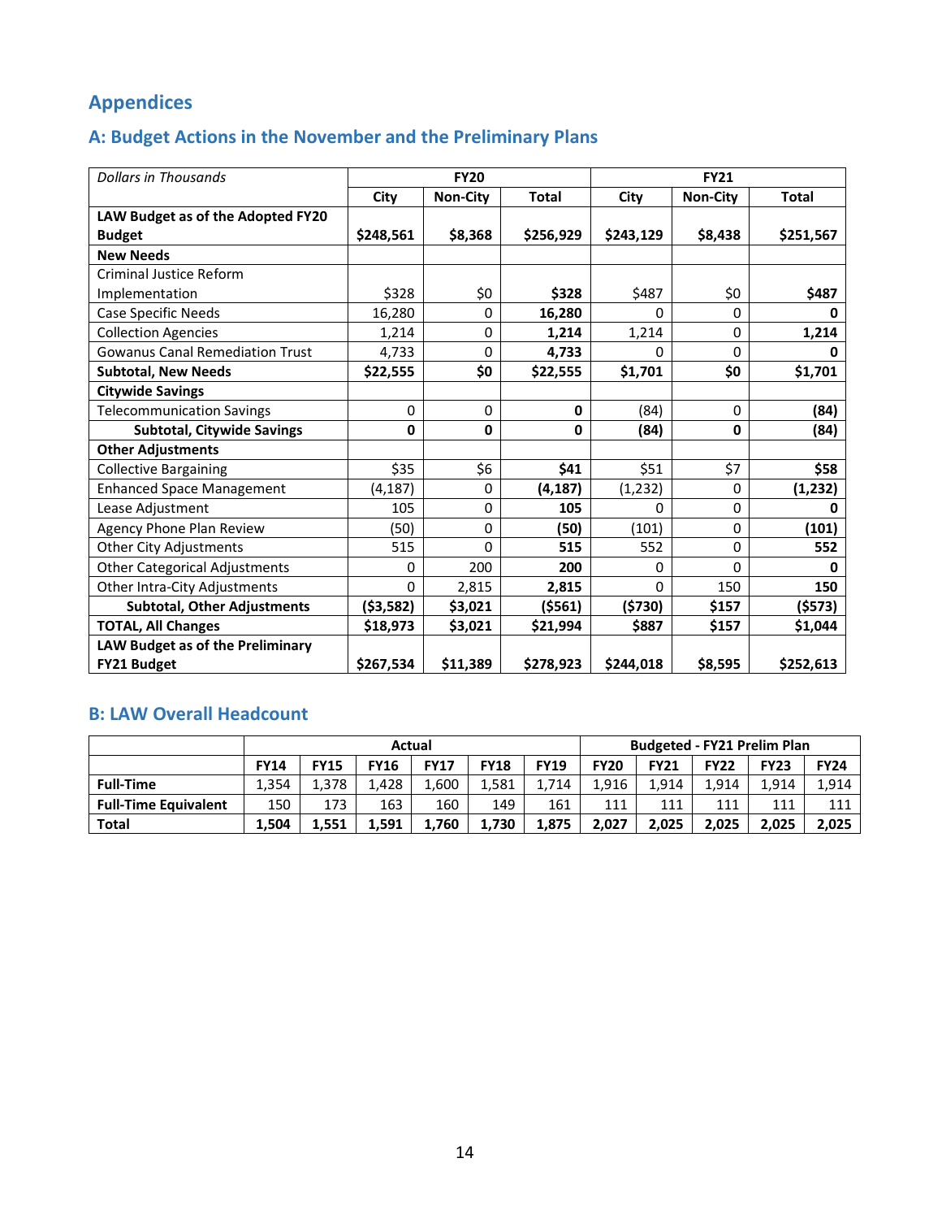## Appendices

### A: Budget Actions in the November and the Preliminary Plans

| *Dollars in Thousands* | FY20 | | | FY21 | | |
|---|---|---|---|---|---|---|
| | City | Non-City | Total | City | Non-City | Total |
| **LAW Budget as of the Adopted FY20 Budget** | **$248,561** | **$8,368** | **$256,929** | **$243,129** | **$8,438** | **$251,567** |
| **New Needs** | | | | | | |
| Criminal Justice Reform Implementation | $328 | $0 | **$328** | $487 | $0 | **$487** |
| Case Specific Needs | 16,280 | 0 | **16,280** | 0 | 0 | **0** |
| Collection Agencies | 1,214 | 0 | **1,214** | 1,214 | 0 | **1,214** |
| Gowanus Canal Remediation Trust | 4,733 | 0 | **4,733** | 0 | 0 | **0** |
| **Subtotal, New Needs** | **$22,555** | **$0** | **$22,555** | **$1,701** | **$0** | **$1,701** |
| **Citywide Savings** | | | | | | |
| Telecommunication Savings | 0 | 0 | **0** | (84) | 0 | **(84)** |
| **Subtotal, Citywide Savings** | **0** | **0** | **0** | **(84)** | **0** | **(84)** |
| **Other Adjustments** | | | | | | |
| Collective Bargaining | $35 | $6 | **$41** | $51 | $7 | **$58** |
| Enhanced Space Management | (4,187) | 0 | **(4,187)** | (1,232) | 0 | **(1,232)** |
| Lease Adjustment | 105 | 0 | **105** | 0 | 0 | **0** |
| Agency Phone Plan Review | (50) | 0 | **(50)** | (101) | 0 | **(101)** |
| Other City Adjustments | 515 | 0 | **515** | 552 | 0 | **552** |
| Other Categorical Adjustments | 0 | 200 | **200** | 0 | 0 | **0** |
| Other Intra-City Adjustments | 0 | 2,815 | **2,815** | 0 | 150 | **150** |
| **Subtotal, Other Adjustments** | **($3,582)** | **$3,021** | **($561)** | **($730)** | **$157** | **($573)** |
| **TOTAL, All Changes** | **$18,973** | **$3,021** | **$21,994** | **$887** | **$157** | **$1,044** |
| **LAW Budget as of the Preliminary FY21 Budget** | **$267,534** | **$11,389** | **$278,923** | **$244,018** | **$8,595** | **$252,613** |

### B: LAW Overall Headcount

| | Actual | | | | | | Budgeted - FY21 Prelim Plan | | | | |
|---|---|---|---|---|---|---|---|---|---|---|---|
| | FY14 | FY15 | FY16 | FY17 | FY18 | FY19 | FY20 | FY21 | FY22 | FY23 | FY24 |
| **Full-Time** | 1,354 | 1,378 | 1,428 | 1,600 | 1,581 | 1,714 | 1,916 | 1,914 | 1,914 | 1,914 | 1,914 |
| **Full-Time Equivalent** | 150 | 173 | 163 | 160 | 149 | 161 | 111 | 111 | 111 | 111 | 111 |
| **Total** | **1,504** | **1,551** | **1,591** | **1,760** | **1,730** | **1,875** | **2,027** | **2,025** | **2,025** | **2,025** | **2,025** |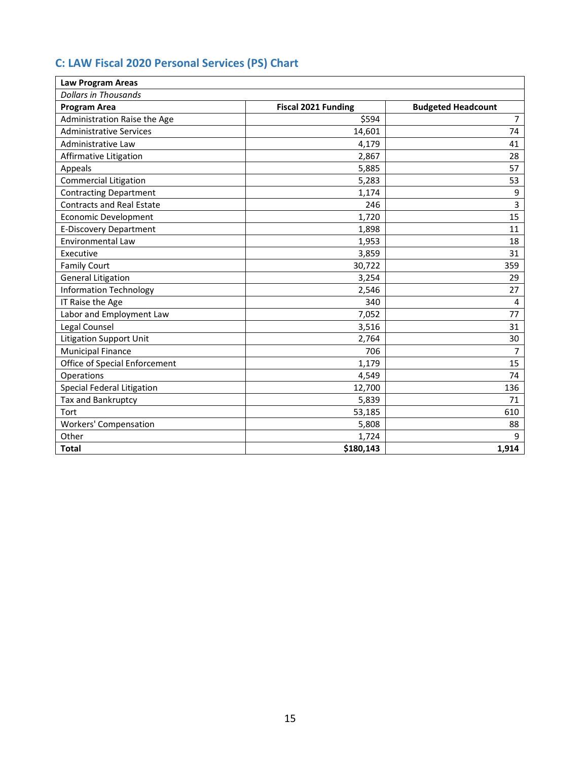## C: LAW Fiscal 2020 Personal Services (PS) Chart

| **Law Program Areas** | | |
|---|---|---|
| *Dollars in Thousands* | | |
| **Program Area** | **Fiscal 2021 Funding** | **Budgeted Headcount** |
| Administration Raise the Age | $594 | 7 |
| Administrative Services | 14,601 | 74 |
| Administrative Law | 4,179 | 41 |
| Affirmative Litigation | 2,867 | 28 |
| Appeals | 5,885 | 57 |
| Commercial Litigation | 5,283 | 53 |
| Contracting Department | 1,174 | 9 |
| Contracts and Real Estate | 246 | 3 |
| Economic Development | 1,720 | 15 |
| E-Discovery Department | 1,898 | 11 |
| Environmental Law | 1,953 | 18 |
| Executive | 3,859 | 31 |
| Family Court | 30,722 | 359 |
| General Litigation | 3,254 | 29 |
| Information Technology | 2,546 | 27 |
| IT Raise the Age | 340 | 4 |
| Labor and Employment Law | 7,052 | 77 |
| Legal Counsel | 3,516 | 31 |
| Litigation Support Unit | 2,764 | 30 |
| Municipal Finance | 706 | 7 |
| Office of Special Enforcement | 1,179 | 15 |
| Operations | 4,549 | 74 |
| Special Federal Litigation | 12,700 | 136 |
| Tax and Bankruptcy | 5,839 | 71 |
| Tort | 53,185 | 610 |
| Workers' Compensation | 5,808 | 88 |
| Other | 1,724 | 9 |
| **Total** | **$180,143** | **1,914** |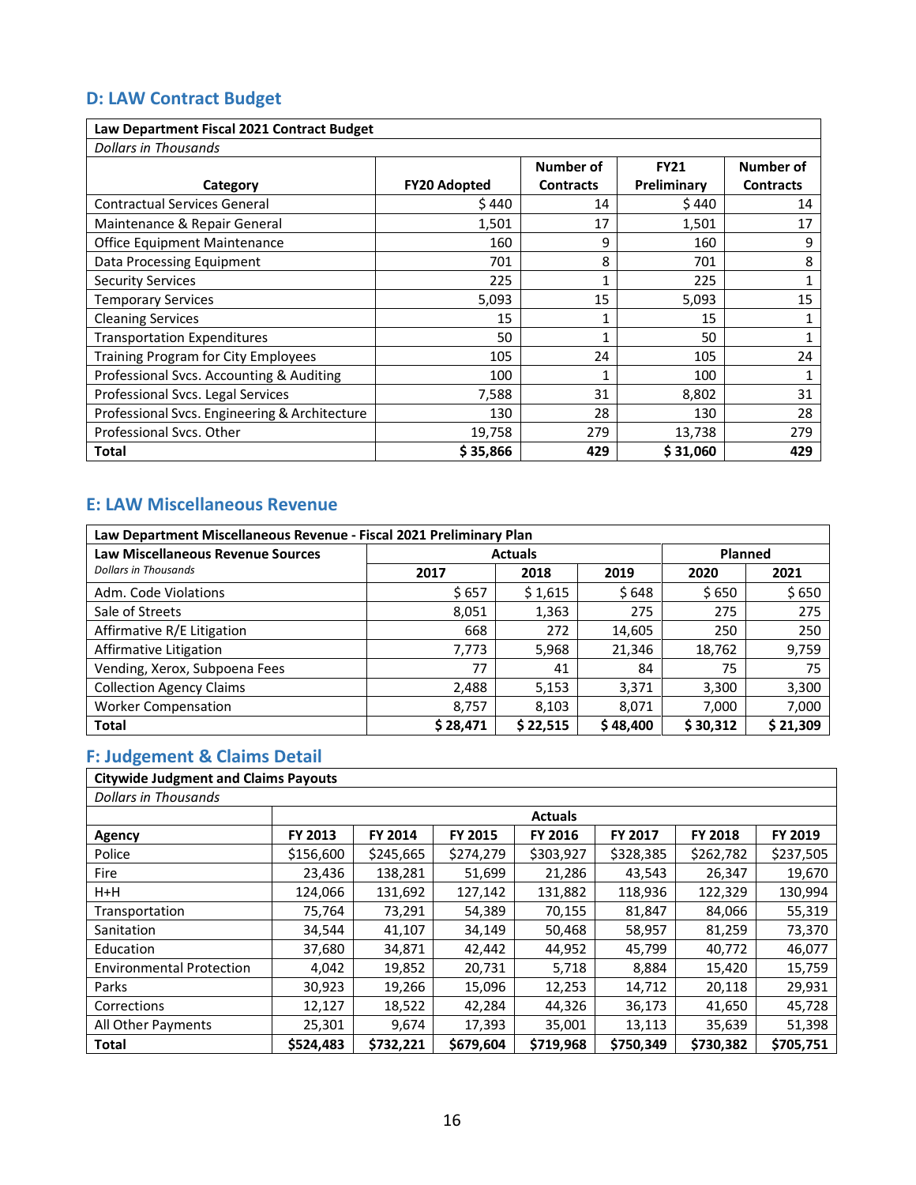## D: LAW Contract Budget

| Law Department Fiscal 2021 Contract Budget | | | | |
|---|---|---|---|---|
| *Dollars in Thousands* | | | | |
| Category | FY20 Adopted | Number of Contracts | FY21 Preliminary | Number of Contracts |
| Contractual Services General | $ 440 | 14 | $ 440 | 14 |
| Maintenance & Repair General | 1,501 | 17 | 1,501 | 17 |
| Office Equipment Maintenance | 160 | 9 | 160 | 9 |
| Data Processing Equipment | 701 | 8 | 701 | 8 |
| Security Services | 225 | 1 | 225 | 1 |
| Temporary Services | 5,093 | 15 | 5,093 | 15 |
| Cleaning Services | 15 | 1 | 15 | 1 |
| Transportation Expenditures | 50 | 1 | 50 | 1 |
| Training Program for City Employees | 105 | 24 | 105 | 24 |
| Professional Svcs. Accounting & Auditing | 100 | 1 | 100 | 1 |
| Professional Svcs. Legal Services | 7,588 | 31 | 8,802 | 31 |
| Professional Svcs. Engineering & Architecture | 130 | 28 | 130 | 28 |
| Professional Svcs. Other | 19,758 | 279 | 13,738 | 279 |
| **Total** | **$ 35,866** | **429** | **$ 31,060** | **429** |

## E: LAW Miscellaneous Revenue

| Law Department Miscellaneous Revenue - Fiscal 2021 Preliminary Plan | | | | | |
|---|---|---|---|---|---|
| **Law Miscellaneous Revenue Sources** | Actuals | | | Planned | |
| *Dollars in Thousands* | 2017 | 2018 | 2019 | 2020 | 2021 |
| Adm. Code Violations | $ 657 | $ 1,615 | $ 648 | $ 650 | $ 650 |
| Sale of Streets | 8,051 | 1,363 | 275 | 275 | 275 |
| Affirmative R/E Litigation | 668 | 272 | 14,605 | 250 | 250 |
| Affirmative Litigation | 7,773 | 5,968 | 21,346 | 18,762 | 9,759 |
| Vending, Xerox, Subpoena Fees | 77 | 41 | 84 | 75 | 75 |
| Collection Agency Claims | 2,488 | 5,153 | 3,371 | 3,300 | 3,300 |
| Worker Compensation | 8,757 | 8,103 | 8,071 | 7,000 | 7,000 |
| **Total** | **$ 28,471** | **$ 22,515** | **$ 48,400** | **$ 30,312** | **$ 21,309** |

## F: Judgement & Claims Detail

| Citywide Judgment and Claims Payouts | | | | | | | |
|---|---|---|---|---|---|---|---|
| *Dollars in Thousands* | | | | | | | |
| | Actuals | | | | | | |
| **Agency** | **FY 2013** | **FY 2014** | **FY 2015** | **FY 2016** | **FY 2017** | **FY 2018** | **FY 2019** |
| Police | $156,600 | $245,665 | $274,279 | $303,927 | $328,385 | $262,782 | $237,505 |
| Fire | 23,436 | 138,281 | 51,699 | 21,286 | 43,543 | 26,347 | 19,670 |
| H+H | 124,066 | 131,692 | 127,142 | 131,882 | 118,936 | 122,329 | 130,994 |
| Transportation | 75,764 | 73,291 | 54,389 | 70,155 | 81,847 | 84,066 | 55,319 |
| Sanitation | 34,544 | 41,107 | 34,149 | 50,468 | 58,957 | 81,259 | 73,370 |
| Education | 37,680 | 34,871 | 42,442 | 44,952 | 45,799 | 40,772 | 46,077 |
| Environmental Protection | 4,042 | 19,852 | 20,731 | 5,718 | 8,884 | 15,420 | 15,759 |
| Parks | 30,923 | 19,266 | 15,096 | 12,253 | 14,712 | 20,118 | 29,931 |
| Corrections | 12,127 | 18,522 | 42,284 | 44,326 | 36,173 | 41,650 | 45,728 |
| All Other Payments | 25,301 | 9,674 | 17,393 | 35,001 | 13,113 | 35,639 | 51,398 |
| **Total** | **$524,483** | **$732,221** | **$679,604** | **$719,968** | **$750,349** | **$730,382** | **$705,751** |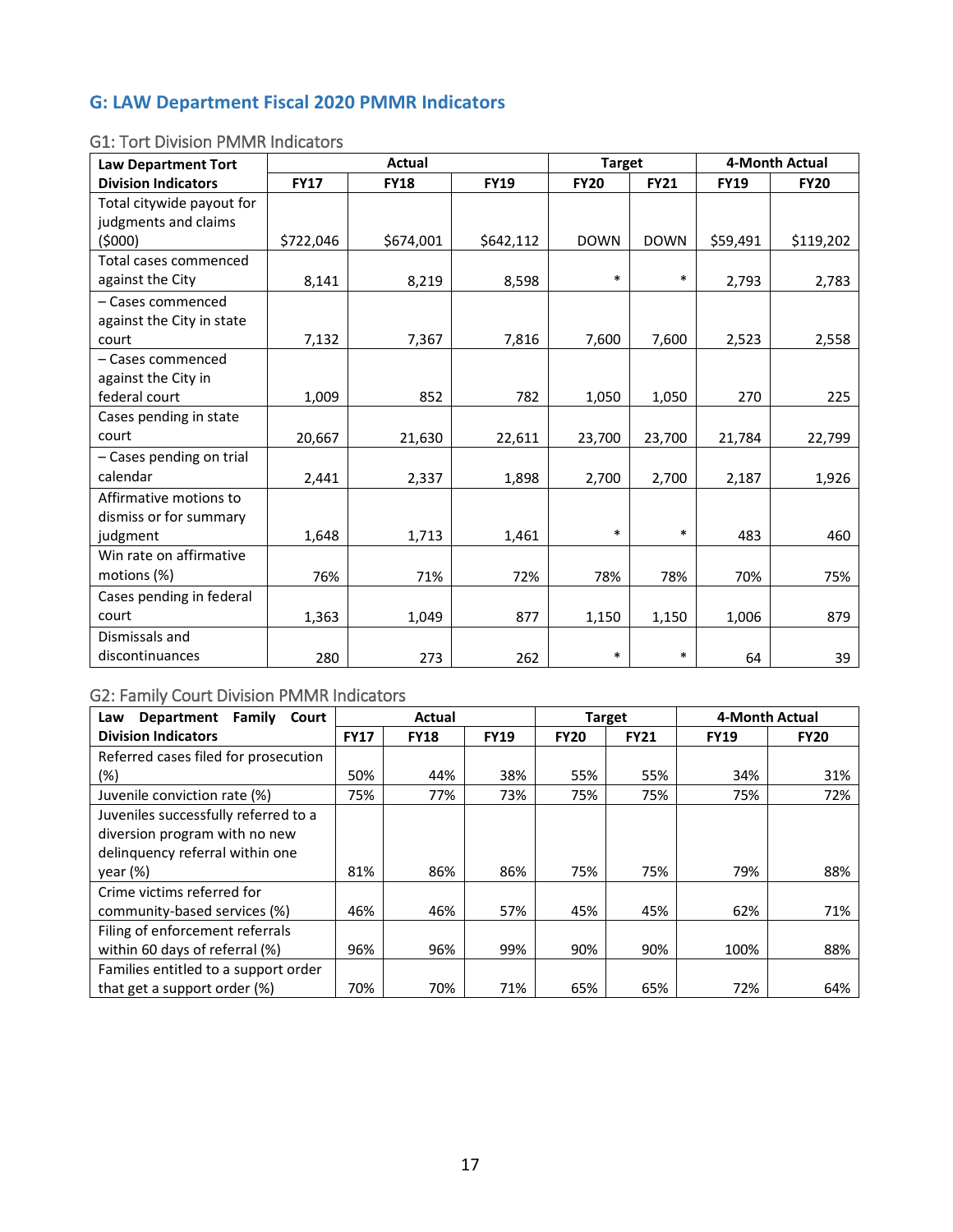## G: LAW Department Fiscal 2020 PMMR Indicators

### G1: Tort Division PMMR Indicators

| Law Department Tort Division Indicators | Actual | | | Target | | 4-Month Actual | |
|---|---|---|---|---|---|---|---|
| | FY17 | FY18 | FY19 | FY20 | FY21 | FY19 | FY20 |
| Total citywide payout for judgments and claims ($000) | $722,046 | $674,001 | $642,112 | DOWN | DOWN | $59,491 | $119,202 |
| Total cases commenced against the City | 8,141 | 8,219 | 8,598 | * | * | 2,793 | 2,783 |
| – Cases commenced against the City in state court | 7,132 | 7,367 | 7,816 | 7,600 | 7,600 | 2,523 | 2,558 |
| – Cases commenced against the City in federal court | 1,009 | 852 | 782 | 1,050 | 1,050 | 270 | 225 |
| Cases pending in state court | 20,667 | 21,630 | 22,611 | 23,700 | 23,700 | 21,784 | 22,799 |
| – Cases pending on trial calendar | 2,441 | 2,337 | 1,898 | 2,700 | 2,700 | 2,187 | 1,926 |
| Affirmative motions to dismiss or for summary judgment | 1,648 | 1,713 | 1,461 | * | * | 483 | 460 |
| Win rate on affirmative motions (%) | 76% | 71% | 72% | 78% | 78% | 70% | 75% |
| Cases pending in federal court | 1,363 | 1,049 | 877 | 1,150 | 1,150 | 1,006 | 879 |
| Dismissals and discontinuances | 280 | 273 | 262 | * | * | 64 | 39 |

### G2: Family Court Division PMMR Indicators

| Law Department Family Court Division Indicators | Actual | | | Target | | 4-Month Actual | |
|---|---|---|---|---|---|---|---|
| | FY17 | FY18 | FY19 | FY20 | FY21 | FY19 | FY20 |
| Referred cases filed for prosecution (%) | 50% | 44% | 38% | 55% | 55% | 34% | 31% |
| Juvenile conviction rate (%) | 75% | 77% | 73% | 75% | 75% | 75% | 72% |
| Juveniles successfully referred to a diversion program with no new delinquency referral within one year (%) | 81% | 86% | 86% | 75% | 75% | 79% | 88% |
| Crime victims referred for community-based services (%) | 46% | 46% | 57% | 45% | 45% | 62% | 71% |
| Filing of enforcement referrals within 60 days of referral (%) | 96% | 96% | 99% | 90% | 90% | 100% | 88% |
| Families entitled to a support order that get a support order (%) | 70% | 70% | 71% | 65% | 65% | 72% | 64% |